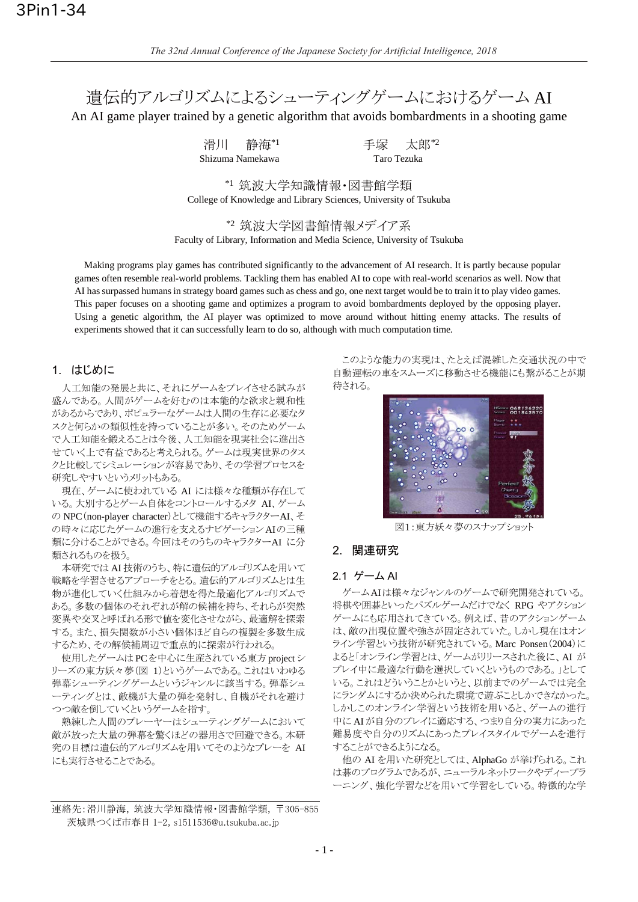3Pin1-34

# 遺伝的アルゴリズムによるシューティングゲームにおけるゲーム AI

An AI game player trained by a genetic algorithm that avoids bombardments in a shooting game

滑川　静海[*1]　　手塚　太郎[*2]
Shizuma Namekawa　　Taro Tezuka

[*1] 筑波大学知識情報・図書館学類
College of Knowledge and Library Sciences, University of Tsukuba

[*2] 筑波大学図書館情報メデイア系
Faculty of Library, Information and Media Science, University of Tsukuba

Making programs play games has contributed significantly to the advancement of AI research. It is partly because popular games often resemble real-world problems. Tackling them has enabled AI to cope with real-world scenarios as well. Now that AI has surpassed humans in strategy board games such as chess and go, one next target would be to train it to play video games. This paper focuses on a shooting game and optimizes a program to avoid bombardments deployed by the opposing player. Using a genetic algorithm, the AI player was optimized to move around without hitting enemy attacks. The results of experiments showed that it can successfully learn to do so, although with much computation time.

## 1. はじめに

人工知能の発展と共に、それにゲームをプレイさせる試みが盛んである。人間がゲームを好むのは本能的な欲求と親和性があるからであり、ポピュラーなゲームは人間の生存に必要なタスクと何らかの類似性を持っていることが多い。そのためゲームで人工知能を鍛えることは今後、人工知能を現実社会に進出させていく上で有益であると考えられる。ゲームは現実世界のタスクと比較してシミュレーションが容易であり、その学習プロセスを研究しやすいというメリットもある。

現在、ゲームに使われている AI には様々な種類が存在している。大別するとゲーム自体をコントロールするメタ AI、ゲームの NPC(non-player character)として機能するキャラクターAI、その時々に応じたゲームの進行を支えるナビゲーション AI の三種類に分けることができる。今回はそのうちのキャラクターAI に分類されるものを扱う。

本研究では AI 技術のうち、特に遺伝的アルゴリズムを用いて戦略を学習させるアプローチをとる。遺伝的アルゴリズムとは生物が進化していく仕組みから着想を得た最適化アルゴリズムである。多数の個体のそれぞれが解の候補を持ち、それらが突然変異や交叉と呼ばれる形で値を変化させながら、最適解を探索する。また、損失関数が小さい個体ほど自らの複製を多数生成するため、その解候補周辺で重点的に探索が行われる。

使用したゲームは PC を中心に生産されている東方 project シリーズの東方妖々夢(図 1)というゲームである。これはいわゆる弾幕シューティングゲームというジャンルに該当する。弾幕シューティングとは、敵機が大量の弾を発射し、自機がそれを避けつつ敵を倒していくというゲームを指す。

熟練した人間のプレーヤーはシューティングゲームにおいて敵が放った大量の弾幕を驚くほどの器用さで回避できる。本研究の目標は遺伝的アルゴリズムを用いてそのようなプレーを AI にも実行させることである。

このような能力の実現は、たとえば混雑した交通状況の中で自動運転の車をスムーズに移動させる機能にも繋がることが期待される。

図1：東方妖々夢のスナップショット

## 2. 関連研究

### 2.1 ゲーム AI

ゲーム AI は様々なジャンルのゲームで研究開発されている。将棋や囲碁といったパズルゲームだけでなく RPG やアクションゲームにも応用されてきている。例えば、昔のアクションゲームは、敵の出現位置や強さが固定されていた。しかし現在はオンライン学習という技術が研究されている。Marc Ponsen(2004)によると「オンライン学習とは、ゲームがリリースされた後に、AI がプレイ中に最適な行動を選択していくというものである。」としている。これはどういうことかというと、以前までのゲームでは完全にランダムにするか決められた環境で遊ぶことしかできなかった。しかしこのオンライン学習という技術を用いると、ゲームの進行中に AI が自分のプレイに適応する、つまり自分の実力にあった難易度や自分のリズムにあったプレイスタイルでゲームを進行することができるようになる。

他の AI を用いた研究としては、AlphaGo が挙げられる。これは碁のプログラムであるが、ニューラルネットワークやディープラーニング、強化学習などを用いて学習をしている。特徴的な学

連絡先：滑川静海，筑波大学知識情報・図書館学類，〒305-855 茨城県つくば市春日 1-2，s1511536@u.tsukuba.ac.jp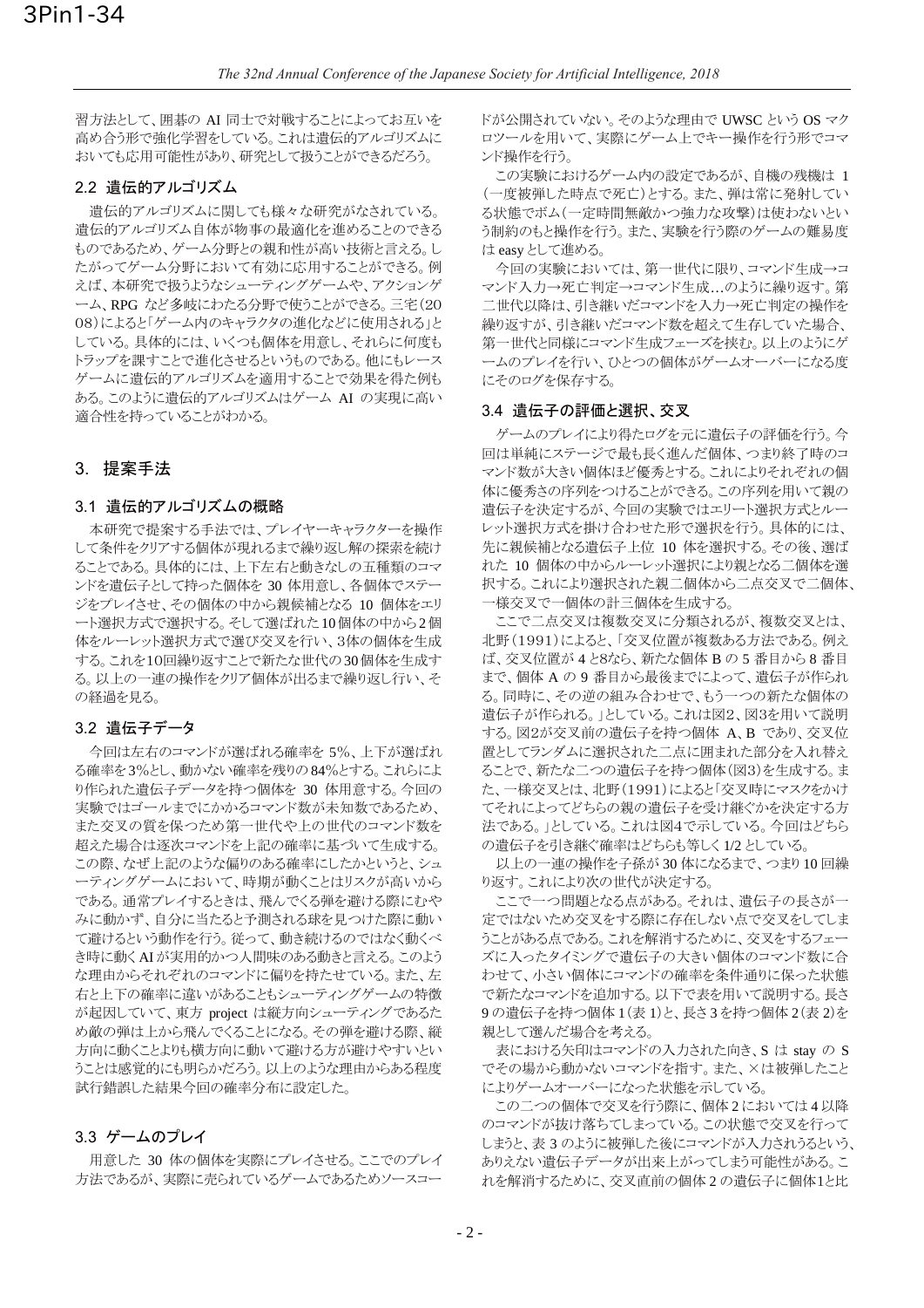習方法として、囲碁の AI 同士で対戦することによってお互いを高め合う形で強化学習をしている。これは遺伝的アルゴリズムにおいても応用可能性があり、研究として扱うことができるだろう。

### 2.2 遺伝的アルゴリズム

遺伝的アルゴリズムに関しても様々な研究がなされている。遺伝的アルゴリズム自体が物事の最適化を進めることのできるものであるため、ゲーム分野との親和性が高い技術と言える。したがってゲーム分野において有効に応用することができる。例えば、本研究で扱うようなシューティングゲームや、アクションゲーム、RPG など多岐にわたる分野で使うことができる。三宅（2008）によると「ゲーム内のキャラクタの進化などに使用される」としている。具体的には、いくつも個体を用意し、それらに何度もトラップを課すことで進化させるというものである。他にもレースゲームに遺伝的アルゴリズムを適用することで効果を得た例もある。このように遺伝的アルゴリズムはゲーム AI の実現に高い適合性を持っていることがわかる。

## 3. 提案手法

### 3.1 遺伝的アルゴリズムの概略

本研究で提案する手法では、プレイヤーキャラクターを操作して条件をクリアする個体が現れるまで繰り返し解の探索を続けることである。具体的には、上下左右と動きなしの五種類のコマンドを遺伝子として持った個体を 30 体用意し、各個体でステージをプレイさせ、その個体の中から親候補となる 10 個体をエリート選択方式で選択する。そして選ばれた10個体の中から2個体をルーレット選択方式で選び交叉を行い、3体の個体を生成する。これを10回繰り返すことで新たな世代の30個体を生成する。以上の一連の操作をクリア個体が出るまで繰り返し行い、その経過を見る。

### 3.2 遺伝子データ

今回は左右のコマンドが選ばれる確率を 5%、上下が選ばれる確率を3%とし、動かない確率を残りの 84%とする。これらにより作られた遺伝子データを持つ個体を 30 体用意する。今回の実験ではゴールまでにかかるコマンド数が未知数であるため、また交叉の質を保つため第一世代や上の世代のコマンド数を超えた場合は逐次コマンドを上記の確率に基づいて生成する。この際、なぜ上記のような偏りのある確率にしたかというと、シューティングゲームにおいて、時期が動くことはリスクが高いからである。通常プレイするときは、飛んでくる弾を避ける際にむやみに動かず、自分に当たると予測される球を見つけた際に動いて避けるという動作を行う。従って、動き続けるのではなく動くべき時に動く AI が実用的かつ人間味のある動きと言える。このような理由からそれぞれのコマンドに偏りを持たせている。また、左右と上下の確率に違いがあることもシューティングゲームの特徴が起因していて、東方 project は縦方向シューティングであるため敵の弾は上から飛んでくることになる。その弾を避ける際、縦方向に動くことよりも横方向に動いて避ける方が避けやすいということは感覚的にも明らかだろう。以上のような理由からある程度試行錯誤した結果今回の確率分布に設定した。

### 3.3 ゲームのプレイ

用意した 30 体の個体を実際にプレイさせる。ここでのプレイ方法であるが、実際に売られているゲームであるためソースコードが公開されていない。そのような理由で UWSC という OS マクロツールを用いて、実際にゲーム上でキー操作を行う形でコマンド操作を行う。

この実験におけるゲーム内の設定であるが、自機の残機は 1（一度被弾した時点で死亡）とする。また、弾は常に発射している状態でボム（一定時間無敵かつ強力な攻撃）は使わないという制約のもと操作を行う。また、実験を行う際のゲームの難易度は easy として進める。

今回の実験においては、第一世代に限り、コマンド生成→コマンド入力→死亡判定→コマンド生成…のように繰り返す。第二世代以降は、引き継いだコマンドを入力→死亡判定の操作を繰り返すが、引き継いだコマンド数を超えて生存していた場合、第一世代と同様にコマンド生成フェーズを挟む。以上のようにゲームのプレイを行い、ひとつの個体がゲームオーバーになる度にそのログを保存する。

### 3.4 遺伝子の評価と選択、交叉

ゲームのプレイにより得たログを元に遺伝子の評価を行う。今回は単純にステージで最も長く進んだ個体、つまり終了時のコマンド数が大きい個体ほど優秀とする。これによりそれぞれの個体に優秀さの序列をつけることができる。この序列を用いて親の遺伝子を決定するが、今回の実験ではエリート選択方式とルーレット選択方式を掛け合わせた形で選択を行う。具体的には、先に親候補となる遺伝子上位 10 体を選択する。その後、選ばれた 10 個体の中からルーレット選択により親となる二個体を選択する。これにより選択された親二個体から二点交叉で二個体、一様交叉で一個体の計三個体を生成する。

ここで二点交叉は複数交叉に分類されるが、複数交叉とは、北野（1991）によると、「交叉位置が複数ある方法である。例えば、交叉位置が 4 と8なら、新たな個体 B の 5 番目から 8 番目まで、個体 A の 9 番目から最後までによって、遺伝子が作られる。同時に、その逆の組み合わせで、もう一つの新たな個体の遺伝子が作られる。」としている。これは図2、図3を用いて説明する。図2が交叉前の遺伝子を持つ個体 A、B であり、交叉位置としてランダムに選択された二点に囲まれた部分を入れ替えることで、新たな二つの遺伝子を持つ個体（図3）を生成する。また、一様交叉とは、北野（1991）によると「交叉時にマスクをかけてそれによってどちらの親の遺伝子を受け継ぐかを決定する方法である。」としている。これは図4で示している。今回はどちらの遺伝子を引き継ぐ確率はどちらも等しく 1/2 としている。

以上の一連の操作を子孫が 30 体になるまで、つまり 10 回繰り返す。これにより次の世代が決定する。

ここで一つ問題となる点がある。それは、遺伝子の長さが一定ではないため交叉をする際に存在しない点で交叉をしてしまうことがある点である。これを解消するために、交叉をするフェーズに入ったタイミングで遺伝子の大きい個体のコマンド数に合わせて、小さい個体にコマンドの確率を条件通りに保った状態で新たなコマンドを追加する。以下で表を用いて説明する。長さ 9 の遺伝子を持つ個体 1（表 1）と、長さ 3 を持つ個体 2（表 2）を親として選んだ場合を考える。

表における矢印はコマンドの入力された向き、S は stay の S でその場から動かないコマンドを指す。また、×は被弾したことによりゲームオーバーになった状態を示している。

この二つの個体で交叉を行う際に、個体 2 においては 4 以降のコマンドが抜け落ちてしまっている。この状態で交叉を行ってしまうと、表 3 のように被弾した後にコマンドが入力されうるという、ありえない遺伝子データが出来上がってしまう可能性がある。これを解消するために、交叉直前の個体 2 の遺伝子に個体1と比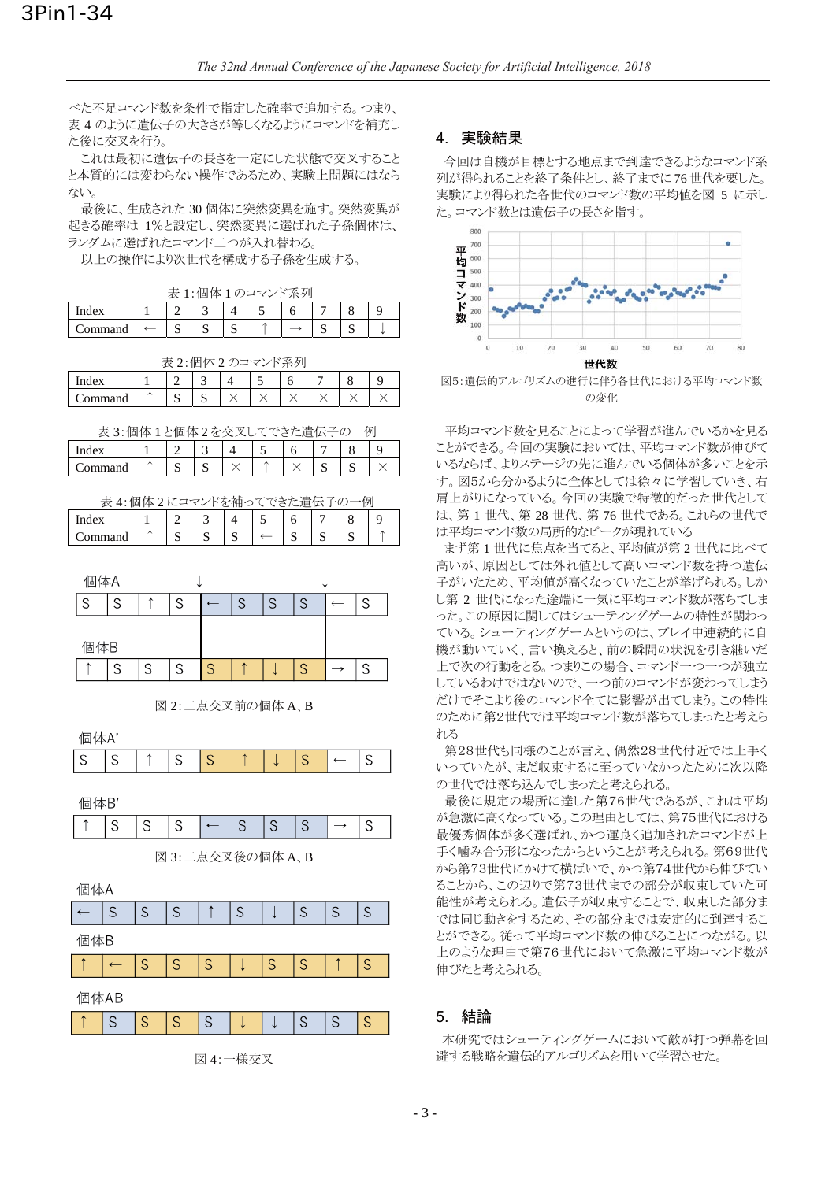べた不足コマンド数を条件で指定した確率で追加する。つまり、表 4 のように遺伝子の大きさが等しくなるようにコマンドを補充した後に交叉を行う。

これは最初に遺伝子の長さを一定にした状態で交叉することと本質的には変わらない操作であるため、実験上問題にはならない。

最後に、生成された 30 個体に突然変異を施す。突然変異が起きる確率は 1%と設定し、突然変異に選ばれた子孫個体は、ランダムに選ばれたコマンド二つが入れ替わる。

以上の操作により次世代を構成する子孫を生成する。

表 1：個体 1 のコマンド系列

| Index | 1 | 2 | 3 | 4 | 5 | 6 | 7 | 8 | 9 |
|---|---|---|---|---|---|---|---|---|---|
| Command | ← | S | S | S | ↑ | → | S | S | ↓ |

表 2：個体 2 のコマンド系列

| Index | 1 | 2 | 3 | 4 | 5 | 6 | 7 | 8 | 9 |
|---|---|---|---|---|---|---|---|---|---|
| Command | ↑ | S | S | × | × | × | × | × | × |

表 3：個体 1 と個体 2 を交叉してできた遺伝子の一例

| Index | 1 | 2 | 3 | 4 | 5 | 6 | 7 | 8 | 9 |
|---|---|---|---|---|---|---|---|---|---|
| Command | ↑ | S | S | × | ↑ | × | S | S | × |

表 4：個体 2 にコマンドを補ってできた遺伝子の一例

| Index | 1 | 2 | 3 | 4 | 5 | 6 | 7 | 8 | 9 |
|---|---|---|---|---|---|---|---|---|---|
| Command | ↑ | S | S | S | ← | S | S | S | ↑ |

個体A

| S | S | ↑ | S | ← | S | S | S | ← | S |
|---|---|---|---|---|---|---|---|---|---|

個体B

| ↑ | S | S | S | S | ↑ | ↓ | S | → | S |
|---|---|---|---|---|---|---|---|---|---|

図 2：二点交叉前の個体 A、B

個体A'

| S | S | ↑ | S | S | ↑ | ↓ | S | ← | S |
|---|---|---|---|---|---|---|---|---|---|

個体B'

| ↑ | S | S | S | ← | S | S | S | → | S |
|---|---|---|---|---|---|---|---|---|---|

図 3：二点交叉後の個体 A、B

個体A

| ← | S | S | S | ↑ | S | ↓ | S | S | S |
|---|---|---|---|---|---|---|---|---|---|

個体B

| ↑ | ← | S | S | S | ↓ | S | S | ↑ | S |
|---|---|---|---|---|---|---|---|---|---|

個体AB

| ↑ | S | S | S | S | ↓ | ↓ | S | S | S |
|---|---|---|---|---|---|---|---|---|---|

図 4：一様交叉

## 4. 実験結果

今回は自機が目標とする地点まで到達できるようなコマンド系列が得られることを終了条件とし、終了までに 76 世代を要した。実験により得られた各世代のコマンド数の平均値を図 5 に示した。コマンド数とは遺伝子の長さを指す。

図5：遺伝的アルゴリズムの進行に伴う各世代における平均コマンド数の変化

平均コマンド数を見ることによって学習が進んでいるかを見ることができる。今回の実験においては、平均コマンド数が伸びているならば、よりステージの先に進んでいる個体が多いことを示す。図5から分かるように全体としては徐々に学習していき、右肩上がりになっている。今回の実験で特徴的だった世代としては、第 1 世代、第 28 世代、第 76 世代である。これらの世代では平均コマンド数の局所的なピークが現れている

まず第 1 世代に焦点を当てると、平均値が第 2 世代に比べて高いが、原因としては外れ値として高いコマンド数を持つ遺伝子がいたため、平均値が高くなっていたことが挙げられる。しかし第 2 世代になった途端に一気に平均コマンド数が落ちてしまった。この原因に関してはシューティングゲームの特性が関わっている。シューティングゲームというのは、プレイ中連続的に自機が動いていく、言い換えると、前の瞬間の状況を引き継いだ上で次の行動をとる。つまりこの場合、コマンド一つ一つが独立しているわけではないので、一つ前のコマンドが変わってしまうだけでそこより後のコマンド全てに影響が出てしまう。この特性のために第2世代では平均コマンド数が落ちてしまったと考えられる

第28世代も同様のことが言え、偶然28世代付近では上手くいっていたが、まだ収束するに至っていなかったために次以降の世代では落ち込んでしまったと考えられる。

最後に規定の場所に達した第76世代であるが、これは平均が急激に高くなっている。この理由としては、第75世代における最優秀個体が多く選ばれ、かつ運良く追加されたコマンドが上手く噛み合う形になったからということが考えられる。第69世代から第73世代にかけて横ばいで、かつ第74世代から伸びていることから、この辺りで第73世代までの部分が収束していた可能性が考えられる。遺伝子が収束することで、収束した部分までは同じ動きをするため、その部分までは安定的に到達することができる。従って平均コマンド数の伸びることにつながる。以上のような理由で第76世代において急激に平均コマンド数が伸びたと考えられる。

## 5. 結論

本研究ではシューティングゲームにおいて敵が打つ弾幕を回避する戦略を遺伝的アルゴリズムを用いて学習させた。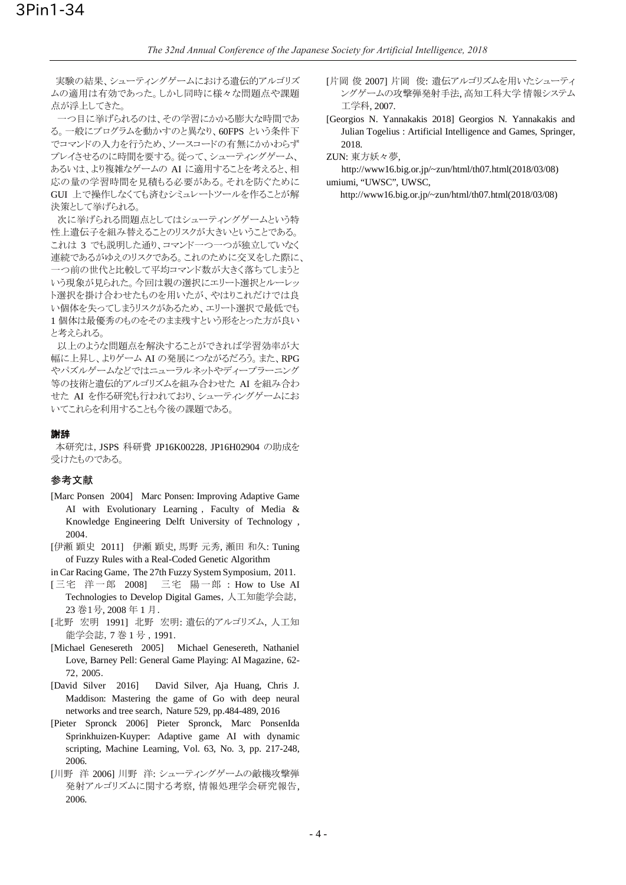実験の結果、シューティングゲームにおける遺伝的アルゴリズムの適用は有効であった。しかし同時に様々な問題点や課題点が浮上してきた。

一つ目に挙げられるのは、その学習にかかる膨大な時間である。一般にプログラムを動かすのと異なり、60FPS という条件下でコマンドの入力を行うため、ソースコードの有無にかかわらずプレイさせるのに時間を要する。従って、シューティングゲーム、あるいは、より複雑なゲームの AI に適用することを考えると、相応の量の学習時間を見積もる必要がある。それを防ぐために GUI 上で操作しなくても済むシミュレートツールを作ることが解決策として挙げられる。

次に挙げられる問題点としてはシューティングゲームという特性上遺伝子を組み替えることのリスクが大きいということである。これは 3 でも説明した通り、コマンド一つ一つが独立していなく連続であるがゆえのリスクである。これのために交叉をした際に、一つ前の世代と比較して平均コマンド数が大きく落ちてしまうという現象が見られた。今回は親の選択にエリート選択とルーレット選択を掛け合わせたものを用いたが、やはりこれだけでは良い個体を失ってしまうリスクがあるため、エリート選択で最低でも 1 個体は最優秀のものをそのまま残すという形をとった方が良いと考えられる。

以上のような問題点を解決することができれば学習効率が大幅に上昇し、よりゲーム AI の発展につながるだろう。また、RPG やパズルゲームなどではニューラルネットやディープラーニング等の技術と遺伝的アルゴリズムを組み合わせた AI を組み合わせた AI を作る研究も行われており、シューティングゲームにおいてこれらを利用することも今後の課題である。

## 謝辞

本研究は, JSPS 科研費 JP16K00228, JP16H02904 の助成を受けたものである。

## 参考文献

[Marc Ponsen 2004] Marc Ponsen: Improving Adaptive Game AI with Evolutionary Learning , Faculty of Media & Knowledge Engineering Delft University of Technology , 2004.

[伊瀬 顕史 2011] 伊瀬 顕史, 馬野 元秀, 瀬田 和久: Tuning of Fuzzy Rules with a Real-Coded Genetic Algorithm in Car Racing Game, The 27th Fuzzy System Symposium, 2011.

[三宅 洋一郎 2008] 三宅 陽一郎 : How to Use AI Technologies to Develop Digital Games, 人工知能学会誌, 23 巻1号, 2008 年 1 月.

[北野 宏明 1991] 北野 宏明: 遺伝的アルゴリズム, 人工知能学会誌, 7 巻 1 号 , 1991.

[Michael Genesereth 2005] Michael Genesereth, Nathaniel Love, Barney Pell: General Game Playing: AI Magazine, 62-72, 2005.

[David Silver 2016] David Silver, Aja Huang, Chris J. Maddison: Mastering the game of Go with deep neural networks and tree search, Nature 529, pp.484-489, 2016

[Pieter Spronck 2006] Pieter Spronck, Marc PonsenIda Sprinkhuizen-Kuyper: Adaptive game AI with dynamic scripting, Machine Learning, Vol. 63, No. 3, pp. 217-248, 2006.

[川野 洋 2006] 川野 洋: シューティングゲームの敵機攻撃弾発射アルゴリズムに関する考察, 情報処理学会研究報告, 2006.

[片岡 俊 2007] 片岡 俊: 遺伝アルゴリズムを用いたシューティングゲームの攻撃弾発射手法, 高知工科大学 情報システム工学科, 2007.

[Georgios N. Yannakakis 2018] Georgios N. Yannakakis and Julian Togelius : Artificial Intelligence and Games, Springer, 2018.

ZUN: 東方妖々夢,
http://www16.big.or.jp/~zun/html/th07.html(2018/03/08)

umiumi, “UWSC”, UWSC,
http://www16.big.or.jp/~zun/html/th07.html(2018/03/08)